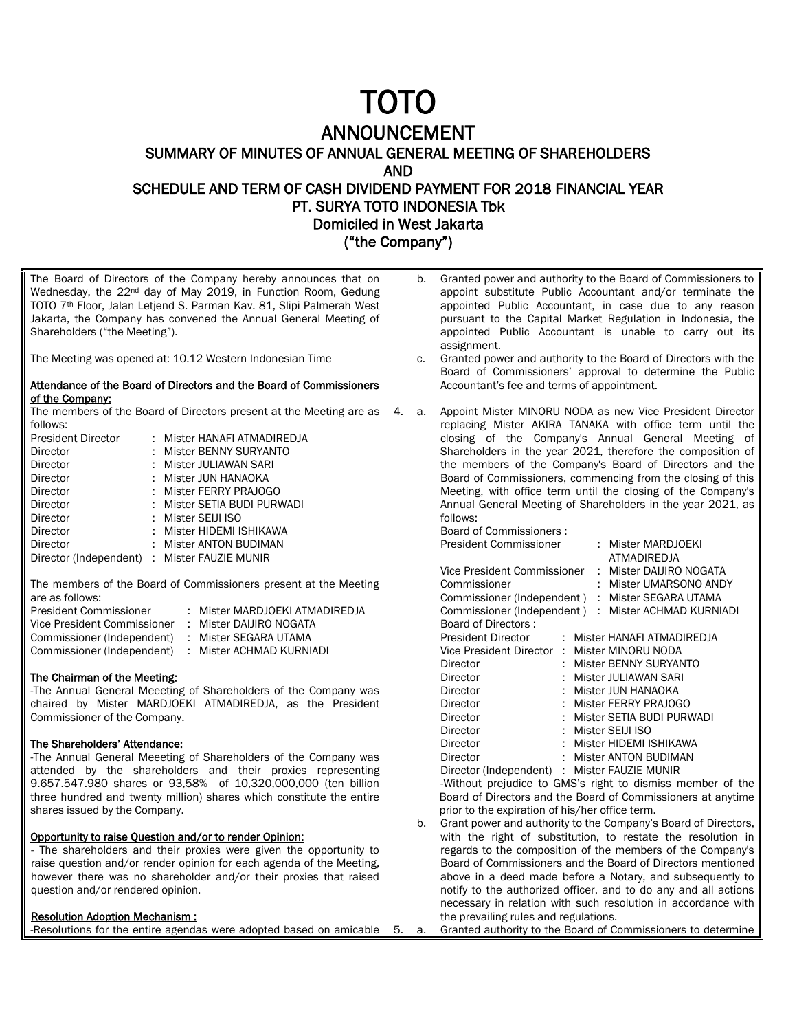# TOTO

## ANNOUNCEMENT

### SUMMARY OF MINUTES OF ANNUAL GENERAL MEETING OF SHAREHOLDERS AND SCHEDULE AND TERM OF CASH DIVIDEND PAYMENT FOR 2018 FINANCIAL YEAR

### PT. SURYA TOTO INDONESIA Tbk

### Domiciled in West Jakarta

### ("the Company")

The Board of Directors of the Company hereby announces that on Wednesday, the 22nd day of May 2019, in Function Room, Gedung TOTO 7th Floor, Jalan Letjend S. Parman Kav. 81, Slipi Palmerah West Jakarta, the Company has convened the Annual General Meeting of Shareholders ("the Meeting").

The Meeting was opened at: 10.12 Western Indonesian Time

**Attendance of the Board of Directors and the Board of Commissioners of the Company:**

The members of the Board of Directors present at the Meeting are as follows:

| | | |
|---|---|---|
| President Director | : | Mister HANAFI ATMADIREDJA |
| Director | : | Mister BENNY SURYANTO |
| Director | : | Mister JULIAWAN SARI |
| Director | : | Mister JUN HANAOKA |
| Director | : | Mister FERRY PRAJOGO |
| Director | : | Mister SETIA BUDI PURWADI |
| Director | : | Mister SEIJI ISO |
| Director | : | Mister HIDEMI ISHIKAWA |
| Director | : | Mister ANTON BUDIMAN |
| Director (Independent) | : | Mister FAUZIE MUNIR |

The members of the Board of Commissioners present at the Meeting are as follows:

| | | |
|---|---|---|
| President Commissioner | : | Mister MARDJOEKI ATMADIREDJA |
| Vice President Commissioner | : | Mister DAIJIRO NOGATA |
| Commissioner (Independent) | : | Mister SEGARA UTAMA |
| Commissioner (Independent) | : | Mister ACHMAD KURNIADI |

**The Chairman of the Meeting:**

-The Annual General Meeeting of Shareholders of the Company was chaired by Mister MARDJOEKI ATMADIREDJA, as the President Commissioner of the Company.

**The Shareholders' Attendance:**

-The Annual General Meeeting of Shareholders of the Company was attended by the shareholders and their proxies representing 9.657.547.980 shares or 93,58% of 10,320,000,000 (ten billion three hundred and twenty million) shares which constitute the entire shares issued by the Company.

**Opportunity to raise Question and/or to render Opinion:**

- The shareholders and their proxies were given the opportunity to raise question and/or render opinion for each agenda of the Meeting, however there was no shareholder and/or their proxies that raised question and/or rendered opinion.

**Resolution Adoption Mechanism :**

-Resolutions for the entire agendas were adopted based on amicable

b. Granted power and authority to the Board of Commissioners to appoint substitute Public Accountant and/or terminate the appointed Public Accountant, in case due to any reason pursuant to the Capital Market Regulation in Indonesia, the appointed Public Accountant is unable to carry out its assignment.

c. Granted power and authority to the Board of Directors with the Board of Commissioners' approval to determine the Public Accountant's fee and terms of appointment.

4. a. Appoint Mister MINORU NODA as new Vice President Director replacing Mister AKIRA TANAKA with office term until the closing of the Company's Annual General Meeting of Shareholders in the year 2021, therefore the composition of the members of the Company's Board of Directors and the Board of Commissioners, commencing from the closing of this Meeting, with office term until the closing of the Company's Annual General Meeting of Shareholders in the year 2021, as follows:

Board of Commissioners :

| | | |
|---|---|---|
| President Commissioner | : | Mister MARDJOEKI ATMADIREDJA |
| Vice President Commissioner | : | Mister DAIJIRO NOGATA |
| Commissioner | : | Mister UMARSONO ANDY |
| Commissioner (Independent ) | : | Mister SEGARA UTAMA |
| Commissioner (Independent ) | : | Mister ACHMAD KURNIADI |

Board of Directors :

| | | |
|---|---|---|
| President Director | : | Mister HANAFI ATMADIREDJA |
| Vice President Director | : | Mister MINORU NODA |
| Director | : | Mister BENNY SURYANTO |
| Director | : | Mister JULIAWAN SARI |
| Director | : | Mister JUN HANAOKA |
| Director | : | Mister FERRY PRAJOGO |
| Director | : | Mister SETIA BUDI PURWADI |
| Director | : | Mister SEIJI ISO |
| Director | : | Mister HIDEMI ISHIKAWA |
| Director | : | Mister ANTON BUDIMAN |
| Director (Independent) | : | Mister FAUZIE MUNIR |

-Without prejudice to GMS's right to dismiss member of the Board of Directors and the Board of Commissioners at anytime prior to the expiration of his/her office term.

b. Grant power and authority to the Company's Board of Directors, with the right of substitution, to restate the resolution in regards to the composition of the members of the Company's Board of Commissioners and the Board of Directors mentioned above in a deed made before a Notary, and subsequently to notify to the authorized officer, and to do any and all actions necessary in relation with such resolution in accordance with the prevailing rules and regulations.

5. a. Granted authority to the Board of Commissioners to determine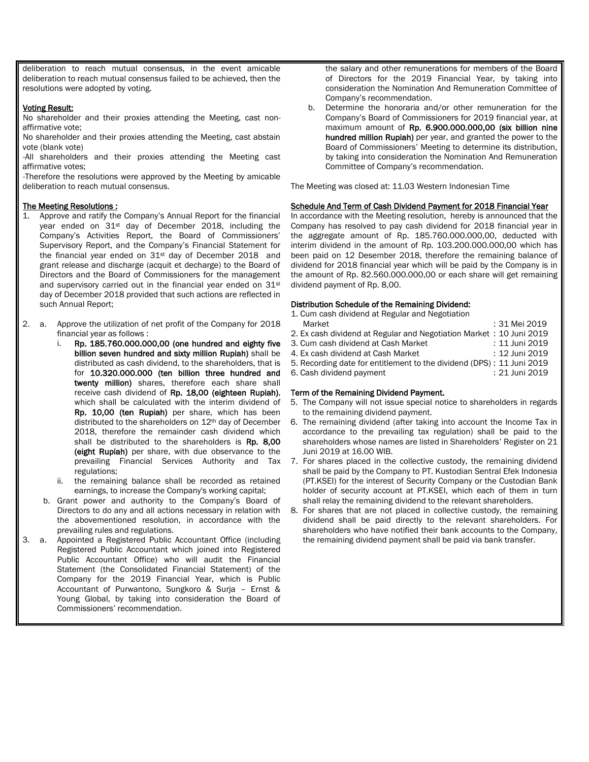deliberation to reach mutual consensus, in the event amicable deliberation to reach mutual consensus failed to be achieved, then the resolutions were adopted by voting.

**Voting Result:**

No shareholder and their proxies attending the Meeting, cast non-affirmative vote;

No shareholder and their proxies attending the Meeting, cast abstain vote (blank vote)

-All shareholders and their proxies attending the Meeting cast affirmative votes;

-Therefore the resolutions were approved by the Meeting by amicable deliberation to reach mutual consensus.

**The Meeting Resolutions :**

1. Approve and ratify the Company's Annual Report for the financial year ended on 31st day of December 2018, including the Company's Activities Report, the Board of Commissioners' Supervisory Report, and the Company's Financial Statement for the financial year ended on 31st day of December 2018 and grant release and discharge (acquit et decharge) to the Board of Directors and the Board of Commissioners for the management and supervisory carried out in the financial year ended on 31st day of December 2018 provided that such actions are reflected in such Annual Report;

2. a. Approve the utilization of net profit of the Company for 2018 financial year as follows :
   i. **Rp. 185.760.000.000,00 (one hundred and eighty five billion seven hundred and sixty million Rupiah)** shall be distributed as cash dividend, to the shareholders, that is for **10.320.000.000 (ten billion three hundred and twenty million)** shares, therefore each share shall receive cash dividend of **Rp. 18,00 (eighteen Rupiah)**, which shall be calculated with the interim dividend of **Rp. 10,00 (ten Rupiah)** per share, which has been distributed to the shareholders on 12th day of December 2018, therefore the remainder cash dividend which shall be distributed to the shareholders is **Rp. 8,00 (eight Rupiah)** per share, with due observance to the prevailing Financial Services Authority and Tax regulations;
   ii. the remaining balance shall be recorded as retained earnings, to increase the Company's working capital;

   b. Grant power and authority to the Company's Board of Directors to do any and all actions necessary in relation with the abovementioned resolution, in accordance with the prevailing rules and regulations.

3. a. Appointed a Registered Public Accountant Office (including Registered Public Accountant which joined into Registered Public Accountant Office) who will audit the Financial Statement (the Consolidated Financial Statement) of the Company for the 2019 Financial Year, which is Public Accountant of Purwantono, Sungkoro & Surja – Ernst & Young Global, by taking into consideration the Board of Commissioners' recommendation.

   the salary and other remunerations for members of the Board of Directors for the 2019 Financial Year, by taking into consideration the Nomination And Remuneration Committee of Company's recommendation.

   b. Determine the honoraria and/or other remuneration for the Company's Board of Commissioners for 2019 financial year, at maximum amount of **Rp. 6.900.000.000,00 (six billion nine hundred million Rupiah)** per year, and granted the power to the Board of Commissioners' Meeting to determine its distribution, by taking into consideration the Nomination And Remuneration Committee of Company's recommendation.

The Meeting was closed at: 11.03 Western Indonesian Time

**Schedule And Term of Cash Dividend Payment for 2018 Financial Year**

In accordance with the Meeting resolution, hereby is announced that the Company has resolved to pay cash dividend for 2018 financial year in the aggregate amount of Rp. 185.760.000.000,00, deducted with interim dividend in the amount of Rp. 103.200.000.000,00 which has been paid on 12 Desember 2018, therefore the remaining balance of dividend for 2018 financial year which will be paid by the Company is in the amount of Rp. 82.560.000.000,00 or each share will get remaining dividend payment of Rp. 8,00.

**Distribution Schedule of the Remaining Dividend:**

| | |
|---|---|
| 1. Cum cash dividend at Regular and Negotiation Market | : 31 Mei 2019 |
| 2. Ex cash dividend at Regular and Negotiation Market | : 10 Juni 2019 |
| 3. Cum cash dividend at Cash Market | : 11 Juni 2019 |
| 4. Ex cash dividend at Cash Market | : 12 Juni 2019 |
| 5. Recording date for entitlement to the dividend (DPS) | : 11 Juni 2019 |
| 6. Cash dividend payment | : 21 Juni 2019 |

**Term of the Remaining Dividend Payment.**

5. The Company will not issue special notice to shareholders in regards to the remaining dividend payment.
6. The remaining dividend (after taking into account the Income Tax in accordance to the prevailing tax regulation) shall be paid to the shareholders whose names are listed in Shareholders' Register on 21 Juni 2019 at 16.00 WIB.
7. For shares placed in the collective custody, the remaining dividend shall be paid by the Company to PT. Kustodian Sentral Efek Indonesia (PT.KSEI) for the interest of Security Company or the Custodian Bank holder of security account at PT.KSEI, which each of them in turn shall relay the remaining dividend to the relevant shareholders.
8. For shares that are not placed in collective custody, the remaining dividend shall be paid directly to the relevant shareholders. For shareholders who have notified their bank accounts to the Company, the remaining dividend payment shall be paid via bank transfer.